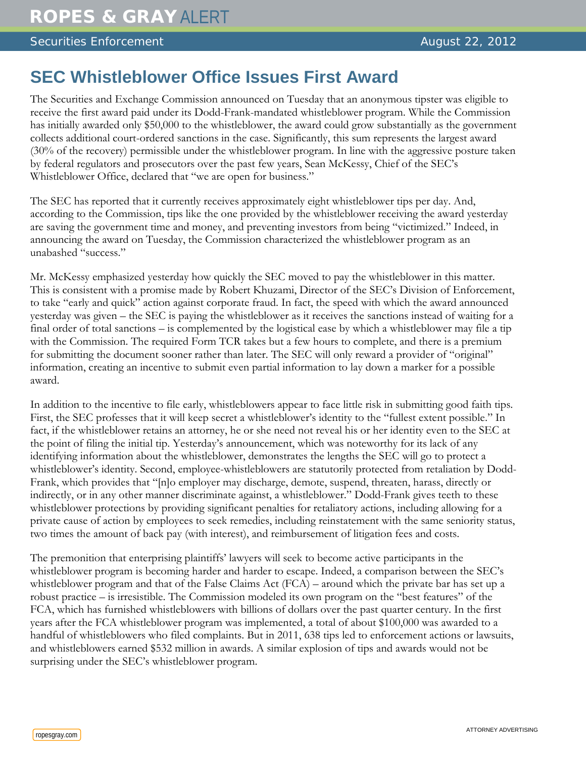ROPES & GRAY ALERT

Securities Enforcement | August 22, 2012

# SEC Whistleblower Office Issues First Award

The Securities and Exchange Commission announced on Tuesday that an anonymous tipster was eligible to receive the first award paid under its Dodd-Frank-mandated whistleblower program. While the Commission has initially awarded only $50,000 to the whistleblower, the award could grow substantially as the government collects additional court-ordered sanctions in the case. Significantly, this sum represents the largest award (30% of the recovery) permissible under the whistleblower program. In line with the aggressive posture taken by federal regulators and prosecutors over the past few years, Sean McKessy, Chief of the SEC's Whistleblower Office, declared that "we are open for business."

The SEC has reported that it currently receives approximately eight whistleblower tips per day. And, according to the Commission, tips like the one provided by the whistleblower receiving the award yesterday are saving the government time and money, and preventing investors from being "victimized." Indeed, in announcing the award on Tuesday, the Commission characterized the whistleblower program as an unabashed "success."

Mr. McKessy emphasized yesterday how quickly the SEC moved to pay the whistleblower in this matter. This is consistent with a promise made by Robert Khuzami, Director of the SEC's Division of Enforcement, to take "early and quick" action against corporate fraud. In fact, the speed with which the award announced yesterday was given – the SEC is paying the whistleblower as it receives the sanctions instead of waiting for a final order of total sanctions – is complemented by the logistical ease by which a whistleblower may file a tip with the Commission. The required Form TCR takes but a few hours to complete, and there is a premium for submitting the document sooner rather than later. The SEC will only reward a provider of "original" information, creating an incentive to submit even partial information to lay down a marker for a possible award.

In addition to the incentive to file early, whistleblowers appear to face little risk in submitting good faith tips. First, the SEC professes that it will keep secret a whistleblower's identity to the "fullest extent possible." In fact, if the whistleblower retains an attorney, he or she need not reveal his or her identity even to the SEC at the point of filing the initial tip. Yesterday's announcement, which was noteworthy for its lack of any identifying information about the whistleblower, demonstrates the lengths the SEC will go to protect a whistleblower's identity. Second, employee-whistleblowers are statutorily protected from retaliation by Dodd-Frank, which provides that "[n]o employer may discharge, demote, suspend, threaten, harass, directly or indirectly, or in any other manner discriminate against, a whistleblower." Dodd-Frank gives teeth to these whistleblower protections by providing significant penalties for retaliatory actions, including allowing for a private cause of action by employees to seek remedies, including reinstatement with the same seniority status, two times the amount of back pay (with interest), and reimbursement of litigation fees and costs.

The premonition that enterprising plaintiffs' lawyers will seek to become active participants in the whistleblower program is becoming harder and harder to escape. Indeed, a comparison between the SEC's whistleblower program and that of the False Claims Act (FCA) – around which the private bar has set up a robust practice – is irresistible. The Commission modeled its own program on the "best features" of the FCA, which has furnished whistleblowers with billions of dollars over the past quarter century. In the first years after the FCA whistleblower program was implemented, a total of about $100,000 was awarded to a handful of whistleblowers who filed complaints. But in 2011, 638 tips led to enforcement actions or lawsuits, and whistleblowers earned $532 million in awards. A similar explosion of tips and awards would not be surprising under the SEC's whistleblower program.

ropesgray.com

ATTORNEY ADVERTISING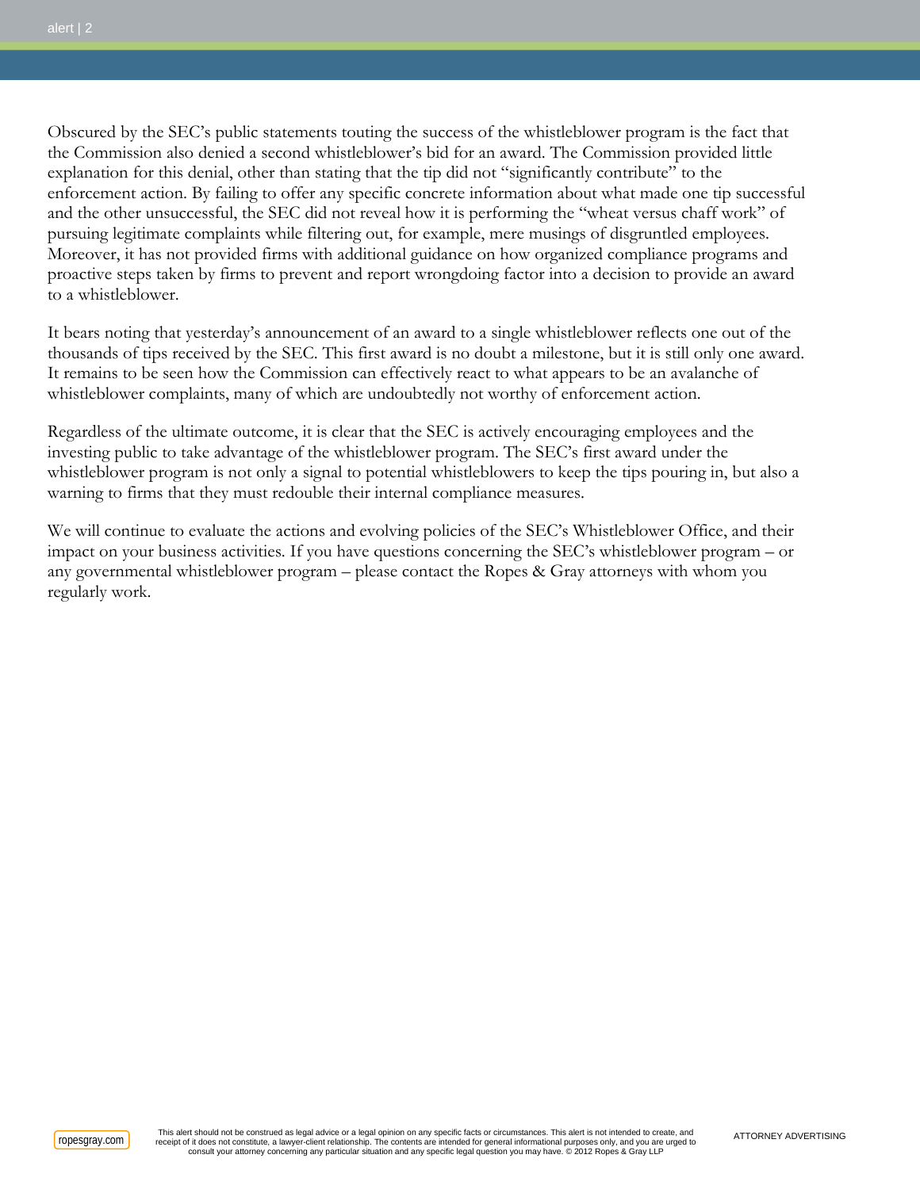Obscured by the SEC's public statements touting the success of the whistleblower program is the fact that the Commission also denied a second whistleblower's bid for an award. The Commission provided little explanation for this denial, other than stating that the tip did not "significantly contribute" to the enforcement action. By failing to offer any specific concrete information about what made one tip successful and the other unsuccessful, the SEC did not reveal how it is performing the "wheat versus chaff work" of pursuing legitimate complaints while filtering out, for example, mere musings of disgruntled employees. Moreover, it has not provided firms with additional guidance on how organized compliance programs and proactive steps taken by firms to prevent and report wrongdoing factor into a decision to provide an award to a whistleblower.

It bears noting that yesterday's announcement of an award to a single whistleblower reflects one out of the thousands of tips received by the SEC. This first award is no doubt a milestone, but it is still only one award. It remains to be seen how the Commission can effectively react to what appears to be an avalanche of whistleblower complaints, many of which are undoubtedly not worthy of enforcement action.

Regardless of the ultimate outcome, it is clear that the SEC is actively encouraging employees and the investing public to take advantage of the whistleblower program. The SEC's first award under the whistleblower program is not only a signal to potential whistleblowers to keep the tips pouring in, but also a warning to firms that they must redouble their internal compliance measures.

We will continue to evaluate the actions and evolving policies of the SEC's Whistleblower Office, and their impact on your business activities. If you have questions concerning the SEC's whistleblower program – or any governmental whistleblower program – please contact the Ropes & Gray attorneys with whom you regularly work.

This alert should not be construed as legal advice or a legal opinion on any specific facts or circumstances. This alert is not intended to create, and receipt of it does not constitute, a lawyer-client relationship. The contents are intended for general informational purposes only, and you are urged to consult your attorney concerning any particular situation and any specific legal question you may have. © 2012 Ropes & Gray LLP

ATTORNEY ADVERTISING